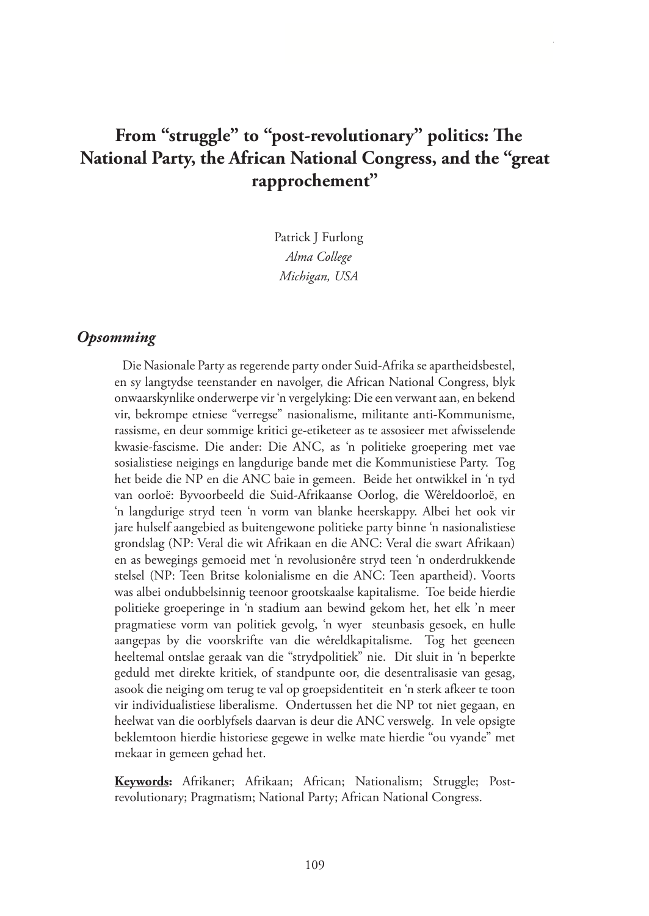# From "struggle" to "post-revolutionary" politics: The National Party, the African National Congress, and the "great rapprochement"

Patrick J Furlong
*Alma College*
*Michigan, USA*

## *Opsomming*

Die Nasionale Party as regerende party onder Suid-Afrika se apartheidsbestel, en sy langtydse teenstander en navolger, die African National Congress, blyk onwaarskynlike onderwerpe vir 'n vergelyking: Die een verwant aan, en bekend vir, bekrompe etniese "verregse" nasionalisme, militante anti-Kommunisme, rassisme, en deur sommige kritici ge-etiketeer as te assosieer met afwisselende kwasie-fascisme. Die ander: Die ANC, as 'n politieke groepering met vae sosialistiese neigings en langdurige bande met die Kommunistiese Party. Tog het beide die NP en die ANC baie in gemeen. Beide het ontwikkel in 'n tyd van oorloë: Byvoorbeeld die Suid-Afrikaanse Oorlog, die Wêreldoorloë, en 'n langdurige stryd teen 'n vorm van blanke heerskappy. Albei het ook vir jare hulself aangebied as buitengewone politieke party binne 'n nasionalistiese grondslag (NP: Veral die wit Afrikaan en die ANC: Veral die swart Afrikaan) en as bewegings gemoeid met 'n revolusionêre stryd teen 'n onderdrukkende stelsel (NP: Teen Britse kolonialisme en die ANC: Teen apartheid). Voorts was albei ondubbelsinnig teenoor grootskaalse kapitalisme. Toe beide hierdie politieke groeperinge in 'n stadium aan bewind gekom het, het elk 'n meer pragmatiese vorm van politiek gevolg, 'n wyer steunbasis gesoek, en hulle aangepas by die voorskrifte van die wêreldkapitalisme. Tog het geeneen heeltemal ontslae geraak van die "strydpolitiek" nie. Dit sluit in 'n beperkte geduld met direkte kritiek, of standpunte oor, die desentralisasie van gesag, asook die neiging om terug te val op groepsidentiteit en 'n sterk afkeer te toon vir individualistiese liberalisme. Ondertussen het die NP tot niet gegaan, en heelwat van die oorblyfsels daarvan is deur die ANC verswelg. In vele opsigte beklemtoon hierdie historiese gegewe in welke mate hierdie "ou vyande" met mekaar in gemeen gehad het.

**Keywords:** Afrikaner; Afrikaan; African; Nationalism; Struggle; Post-revolutionary; Pragmatism; National Party; African National Congress.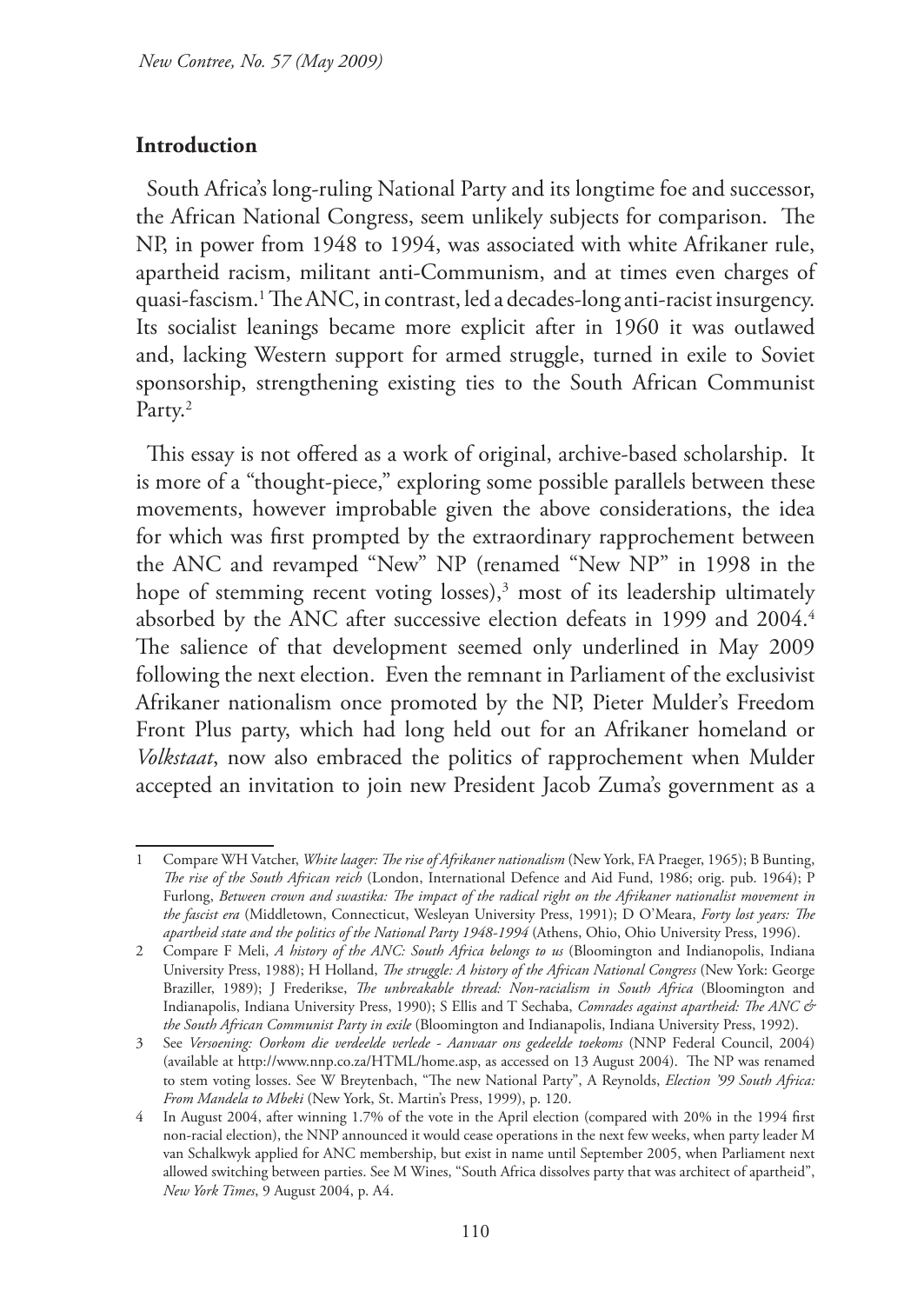## Introduction

South Africa's long-ruling National Party and its longtime foe and successor, the African National Congress, seem unlikely subjects for comparison. The NP, in power from 1948 to 1994, was associated with white Afrikaner rule, apartheid racism, militant anti-Communism, and at times even charges of quasi-fascism.[1] The ANC, in contrast, led a decades-long anti-racist insurgency. Its socialist leanings became more explicit after in 1960 it was outlawed and, lacking Western support for armed struggle, turned in exile to Soviet sponsorship, strengthening existing ties to the South African Communist Party.[2]

This essay is not offered as a work of original, archive-based scholarship. It is more of a "thought-piece," exploring some possible parallels between these movements, however improbable given the above considerations, the idea for which was first prompted by the extraordinary rapprochement between the ANC and revamped "New" NP (renamed "New NP" in 1998 in the hope of stemming recent voting losses),[3] most of its leadership ultimately absorbed by the ANC after successive election defeats in 1999 and 2004.[4] The salience of that development seemed only underlined in May 2009 following the next election. Even the remnant in Parliament of the exclusivist Afrikaner nationalism once promoted by the NP, Pieter Mulder's Freedom Front Plus party, which had long held out for an Afrikaner homeland or *Volkstaat*, now also embraced the politics of rapprochement when Mulder accepted an invitation to join new President Jacob Zuma's government as a

---

1 Compare WH Vatcher, *White laager: The rise of Afrikaner nationalism* (New York, FA Praeger, 1965); B Bunting, *The rise of the South African reich* (London, International Defence and Aid Fund, 1986; orig. pub. 1964); P Furlong, *Between crown and swastika: The impact of the radical right on the Afrikaner nationalist movement in the fascist era* (Middletown, Connecticut, Wesleyan University Press, 1991); D O'Meara, *Forty lost years: The apartheid state and the politics of the National Party 1948-1994* (Athens, Ohio, Ohio University Press, 1996).

2 Compare F Meli, *A history of the ANC: South Africa belongs to us* (Bloomington and Indianopolis, Indiana University Press, 1988); H Holland, *The struggle: A history of the African National Congress* (New York: George Braziller, 1989); J Frederikse, *The unbreakable thread: Non-racialism in South Africa* (Bloomington and Indianapolis, Indiana University Press, 1990); S Ellis and T Sechaba, *Comrades against apartheid: The ANC & the South African Communist Party in exile* (Bloomington and Indianapolis, Indiana University Press, 1992).

3 See *Versoening: Oorkom die verdeelde verlede - Aanvaar ons gedeelde toekoms* (NNP Federal Council, 2004) (available at http://www.nnp.co.za/HTML/home.asp, as accessed on 13 August 2004). The NP was renamed to stem voting losses. See W Breytenbach, "The new National Party", A Reynolds, *Election '99 South Africa: From Mandela to Mbeki* (New York, St. Martin's Press, 1999), p. 120.

4 In August 2004, after winning 1.7% of the vote in the April election (compared with 20% in the 1994 first non-racial election), the NNP announced it would cease operations in the next few weeks, when party leader M van Schalkwyk applied for ANC membership, but exist in name until September 2005, when Parliament next allowed switching between parties. See M Wines, "South Africa dissolves party that was architect of apartheid", *New York Times*, 9 August 2004, p. A4.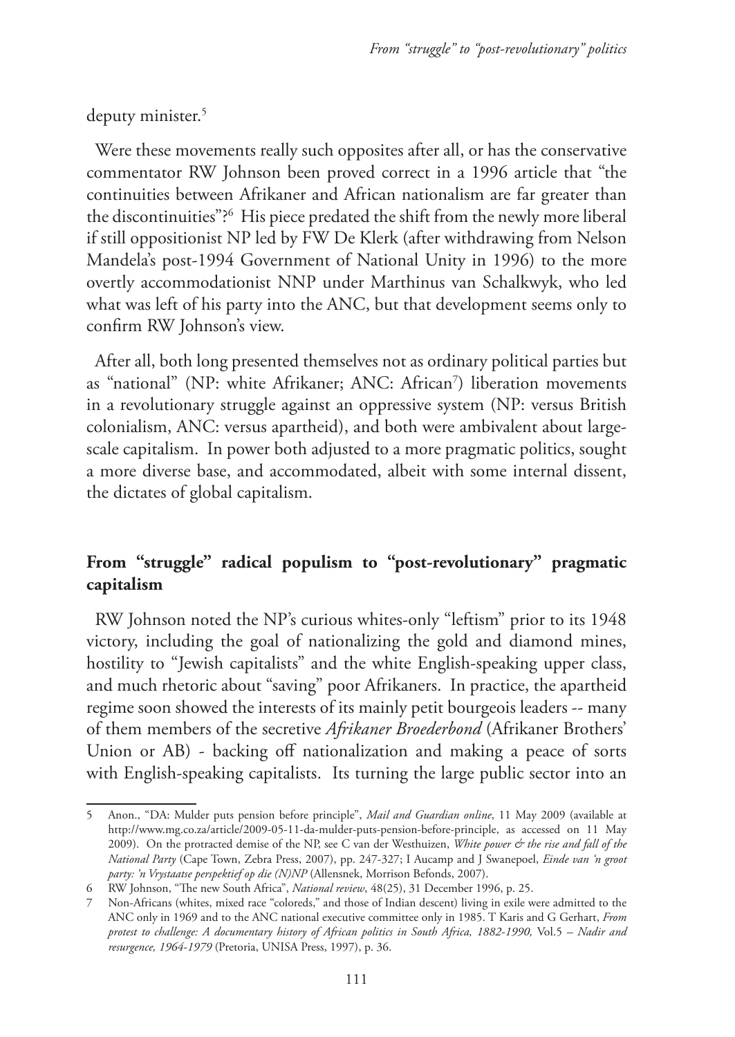deputy minister.[5]

Were these movements really such opposites after all, or has the conservative commentator RW Johnson been proved correct in a 1996 article that "the continuities between Afrikaner and African nationalism are far greater than the discontinuities"?[6] His piece predated the shift from the newly more liberal if still oppositionist NP led by FW De Klerk (after withdrawing from Nelson Mandela's post-1994 Government of National Unity in 1996) to the more overtly accommodationist NNP under Marthinus van Schalkwyk, who led what was left of his party into the ANC, but that development seems only to confirm RW Johnson's view.

After all, both long presented themselves not as ordinary political parties but as "national" (NP: white Afrikaner; ANC: African[7]) liberation movements in a revolutionary struggle against an oppressive system (NP: versus British colonialism, ANC: versus apartheid), and both were ambivalent about large-scale capitalism. In power both adjusted to a more pragmatic politics, sought a more diverse base, and accommodated, albeit with some internal dissent, the dictates of global capitalism.

## From "struggle" radical populism to "post-revolutionary" pragmatic capitalism

RW Johnson noted the NP's curious whites-only "leftism" prior to its 1948 victory, including the goal of nationalizing the gold and diamond mines, hostility to "Jewish capitalists" and the white English-speaking upper class, and much rhetoric about "saving" poor Afrikaners. In practice, the apartheid regime soon showed the interests of its mainly petit bourgeois leaders -- many of them members of the secretive *Afrikaner Broederbond* (Afrikaner Brothers' Union or AB) - backing off nationalization and making a peace of sorts with English-speaking capitalists. Its turning the large public sector into an

---

5 Anon., "DA: Mulder puts pension before principle", *Mail and Guardian online*, 11 May 2009 (available at http://www.mg.co.za/article/2009-05-11-da-mulder-puts-pension-before-principle, as accessed on 11 May 2009). On the protracted demise of the NP, see C van der Westhuizen, *White power & the rise and fall of the National Party* (Cape Town, Zebra Press, 2007), pp. 247-327; I Aucamp and J Swanepoel, *Einde van 'n groot party: 'n Vrystaatse perspektief op die (N)NP* (Allensnek, Morrison Befonds, 2007).

6 RW Johnson, "The new South Africa", *National review*, 48(25), 31 December 1996, p. 25.

7 Non-Africans (whites, mixed race "coloreds," and those of Indian descent) living in exile were admitted to the ANC only in 1969 and to the ANC national executive committee only in 1985. T Karis and G Gerhart, *From protest to challenge: A documentary history of African politics in South Africa, 1882-1990,* Vol.5 – *Nadir and resurgence, 1964-1979* (Pretoria, UNISA Press, 1997), p. 36.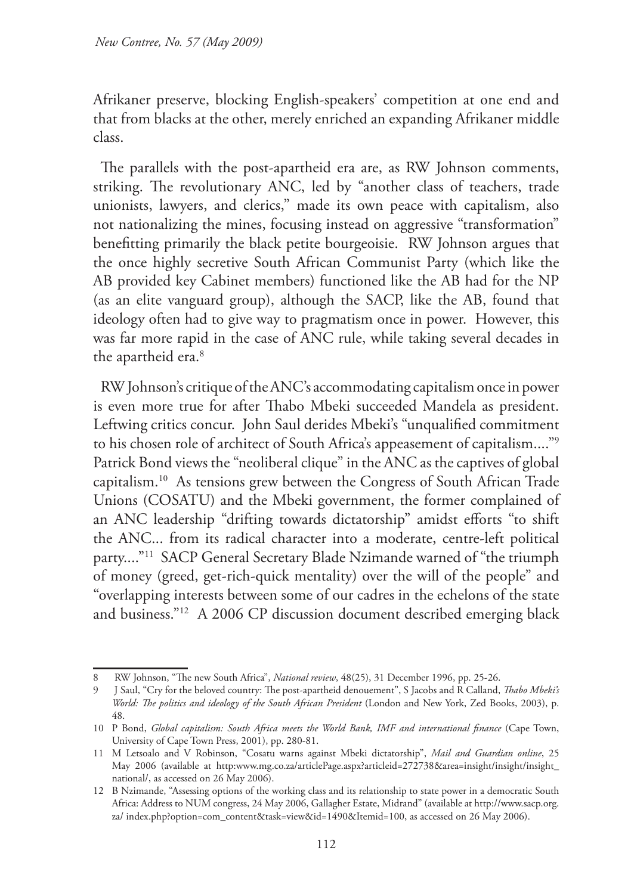Afrikaner preserve, blocking English-speakers' competition at one end and that from blacks at the other, merely enriched an expanding Afrikaner middle class.

The parallels with the post-apartheid era are, as RW Johnson comments, striking. The revolutionary ANC, led by "another class of teachers, trade unionists, lawyers, and clerics," made its own peace with capitalism, also not nationalizing the mines, focusing instead on aggressive "transformation" benefitting primarily the black petite bourgeoisie. RW Johnson argues that the once highly secretive South African Communist Party (which like the AB provided key Cabinet members) functioned like the AB had for the NP (as an elite vanguard group), although the SACP, like the AB, found that ideology often had to give way to pragmatism once in power. However, this was far more rapid in the case of ANC rule, while taking several decades in the apartheid era.[8]

RW Johnson's critique of the ANC's accommodating capitalism once in power is even more true for after Thabo Mbeki succeeded Mandela as president. Leftwing critics concur. John Saul derides Mbeki's "unqualified commitment to his chosen role of architect of South Africa's appeasement of capitalism...."[9] Patrick Bond views the "neoliberal clique" in the ANC as the captives of global capitalism.[10] As tensions grew between the Congress of South African Trade Unions (COSATU) and the Mbeki government, the former complained of an ANC leadership "drifting towards dictatorship" amidst efforts "to shift the ANC... from its radical character into a moderate, centre-left political party...."[11] SACP General Secretary Blade Nzimande warned of "the triumph of money (greed, get-rich-quick mentality) over the will of the people" and "overlapping interests between some of our cadres in the echelons of the state and business."[12] A 2006 CP discussion document described emerging black

---

8 RW Johnson, "The new South Africa", *National review*, 48(25), 31 December 1996, pp. 25-26.

9 J Saul, "Cry for the beloved country: The post-apartheid denouement", S Jacobs and R Calland, *Thabo Mbeki's World: The politics and ideology of the South African President* (London and New York, Zed Books, 2003), p. 48.

10 P Bond, *Global capitalism: South Africa meets the World Bank, IMF and international finance* (Cape Town, University of Cape Town Press, 2001), pp. 280-81.

11 M Letsoalo and V Robinson, "Cosatu warns against Mbeki dictatorship", *Mail and Guardian online*, 25 May 2006 (available at http:www.mg.co.za/articlePage.aspx?articleid=272738&area=insight/insight/insight_national/, as accessed on 26 May 2006).

12 B Nzimande, "Assessing options of the working class and its relationship to state power in a democratic South Africa: Address to NUM congress, 24 May 2006, Gallagher Estate, Midrand" (available at http://www.sacp.org.za/ index.php?option=com_content&task=view&id=1490&Itemid=100, as accessed on 26 May 2006).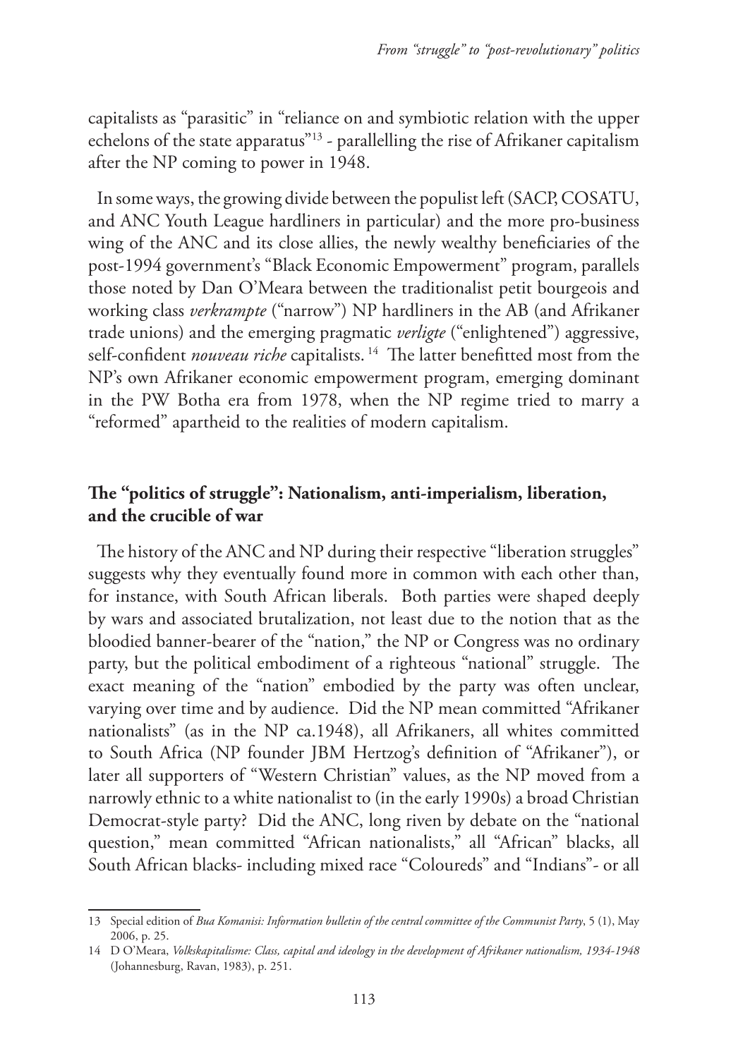capitalists as "parasitic" in "reliance on and symbiotic relation with the upper echelons of the state apparatus"[13] - parallelling the rise of Afrikaner capitalism after the NP coming to power in 1948.

In some ways, the growing divide between the populist left (SACP, COSATU, and ANC Youth League hardliners in particular) and the more pro-business wing of the ANC and its close allies, the newly wealthy beneficiaries of the post-1994 government's "Black Economic Empowerment" program, parallels those noted by Dan O'Meara between the traditionalist petit bourgeois and working class *verkrampte* ("narrow") NP hardliners in the AB (and Afrikaner trade unions) and the emerging pragmatic *verligte* ("enlightened") aggressive, self-confident *nouveau riche* capitalists.[14] The latter benefitted most from the NP's own Afrikaner economic empowerment program, emerging dominant in the PW Botha era from 1978, when the NP regime tried to marry a "reformed" apartheid to the realities of modern capitalism.

## The "politics of struggle": Nationalism, anti-imperialism, liberation, and the crucible of war

The history of the ANC and NP during their respective "liberation struggles" suggests why they eventually found more in common with each other than, for instance, with South African liberals. Both parties were shaped deeply by wars and associated brutalization, not least due to the notion that as the bloodied banner-bearer of the "nation," the NP or Congress was no ordinary party, but the political embodiment of a righteous "national" struggle. The exact meaning of the "nation" embodied by the party was often unclear, varying over time and by audience. Did the NP mean committed "Afrikaner nationalists" (as in the NP ca.1948), all Afrikaners, all whites committed to South Africa (NP founder JBM Hertzog's definition of "Afrikaner"), or later all supporters of "Western Christian" values, as the NP moved from a narrowly ethnic to a white nationalist to (in the early 1990s) a broad Christian Democrat-style party? Did the ANC, long riven by debate on the "national question," mean committed "African nationalists," all "African" blacks, all South African blacks- including mixed race "Coloureds" and "Indians"- or all

13 Special edition of *Bua Komanisi: Information bulletin of the central committee of the Communist Party*, 5 (1), May 2006, p. 25.

14 D O'Meara, *Volkskapitalisme: Class, capital and ideology in the development of Afrikaner nationalism, 1934-1948* (Johannesburg, Ravan, 1983), p. 251.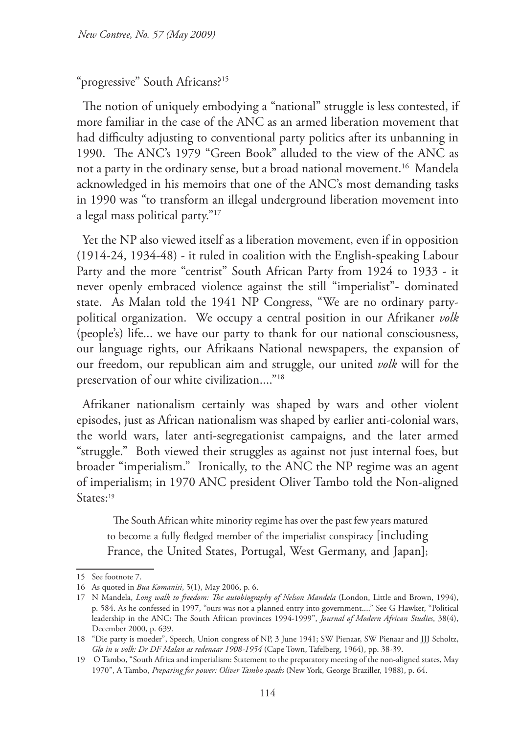"progressive" South Africans?[15]

The notion of uniquely embodying a "national" struggle is less contested, if more familiar in the case of the ANC as an armed liberation movement that had difficulty adjusting to conventional party politics after its unbanning in 1990. The ANC's 1979 "Green Book" alluded to the view of the ANC as not a party in the ordinary sense, but a broad national movement.[16] Mandela acknowledged in his memoirs that one of the ANC's most demanding tasks in 1990 was "to transform an illegal underground liberation movement into a legal mass political party."[17]

Yet the NP also viewed itself as a liberation movement, even if in opposition (1914-24, 1934-48) - it ruled in coalition with the English-speaking Labour Party and the more "centrist" South African Party from 1924 to 1933 - it never openly embraced violence against the still "imperialist"- dominated state. As Malan told the 1941 NP Congress, "We are no ordinary party-political organization. We occupy a central position in our Afrikaner *volk* (people's) life... we have our party to thank for our national consciousness, our language rights, our Afrikaans National newspapers, the expansion of our freedom, our republican aim and struggle, our united *volk* will for the preservation of our white civilization...."[18]

Afrikaner nationalism certainly was shaped by wars and other violent episodes, just as African nationalism was shaped by earlier anti-colonial wars, the world wars, later anti-segregationist campaigns, and the later armed "struggle." Both viewed their struggles as against not just internal foes, but broader "imperialism." Ironically, to the ANC the NP regime was an agent of imperialism; in 1970 ANC president Oliver Tambo told the Non-aligned States:[19]

> The South African white minority regime has over the past few years matured to become a fully fledged member of the imperialist conspiracy [including France, the United States, Portugal, West Germany, and Japan];

---

15 See footnote 7.

16 As quoted in *Bua Komanisi*, 5(1), May 2006, p. 6.

17 N Mandela, *Long walk to freedom: The autobiography of Nelson Mandela* (London, Little and Brown, 1994), p. 584. As he confessed in 1997, "ours was not a planned entry into government...." See G Hawker, "Political leadership in the ANC: The South African provinces 1994-1999", *Journal of Modern African Studies*, 38(4), December 2000, p. 639.

18 "Die party is moeder", Speech, Union congress of NP, 3 June 1941; SW Pienaar, SW Pienaar and JJJ Scholtz, *Glo in u volk: Dr DF Malan as redenaar 1908-1954* (Cape Town, Tafelberg, 1964), pp. 38-39.

19 O Tambo, "South Africa and imperialism: Statement to the preparatory meeting of the non-aligned states, May 1970", A Tambo, *Preparing for power: Oliver Tambo speaks* (New York, George Braziller, 1988), p. 64.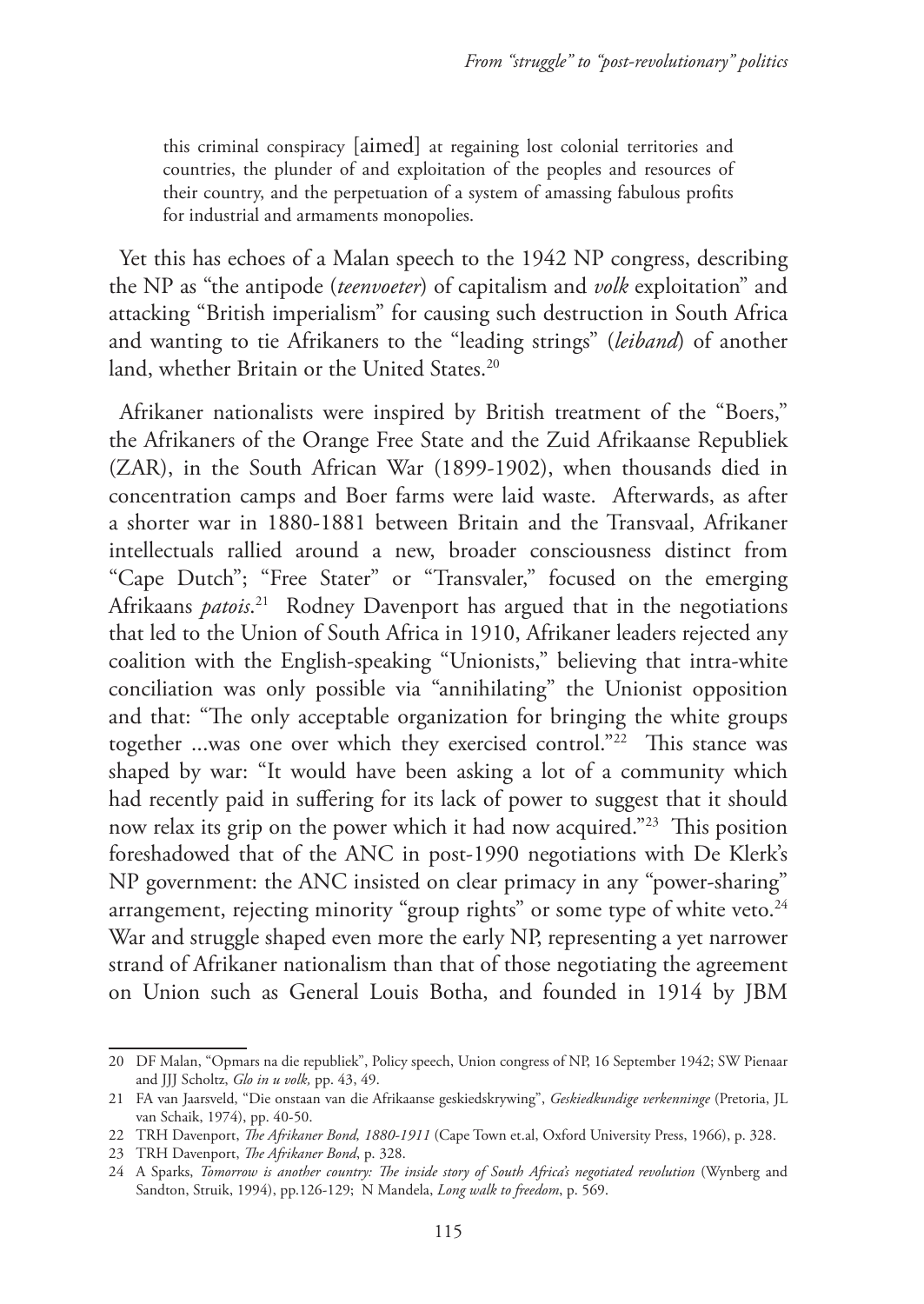> this criminal conspiracy [aimed] at regaining lost colonial territories and countries, the plunder of and exploitation of the peoples and resources of their country, and the perpetuation of a system of amassing fabulous profits for industrial and armaments monopolies.

Yet this has echoes of a Malan speech to the 1942 NP congress, describing the NP as "the antipode (*teenvoeter*) of capitalism and *volk* exploitation" and attacking "British imperialism" for causing such destruction in South Africa and wanting to tie Afrikaners to the "leading strings" (*leiband*) of another land, whether Britain or the United States.[20]

Afrikaner nationalists were inspired by British treatment of the "Boers," the Afrikaners of the Orange Free State and the Zuid Afrikaanse Republiek (ZAR), in the South African War (1899-1902), when thousands died in concentration camps and Boer farms were laid waste. Afterwards, as after a shorter war in 1880-1881 between Britain and the Transvaal, Afrikaner intellectuals rallied around a new, broader consciousness distinct from "Cape Dutch"; "Free Stater" or "Transvaler," focused on the emerging Afrikaans *patois*.[21] Rodney Davenport has argued that in the negotiations that led to the Union of South Africa in 1910, Afrikaner leaders rejected any coalition with the English-speaking "Unionists," believing that intra-white conciliation was only possible via "annihilating" the Unionist opposition and that: "The only acceptable organization for bringing the white groups together ...was one over which they exercised control."[22] This stance was shaped by war: "It would have been asking a lot of a community which had recently paid in suffering for its lack of power to suggest that it should now relax its grip on the power which it had now acquired."[23] This position foreshadowed that of the ANC in post-1990 negotiations with De Klerk's NP government: the ANC insisted on clear primacy in any "power-sharing" arrangement, rejecting minority "group rights" or some type of white veto.[24] War and struggle shaped even more the early NP, representing a yet narrower strand of Afrikaner nationalism than that of those negotiating the agreement on Union such as General Louis Botha, and founded in 1914 by JBM

---

20 DF Malan, "Opmars na die republiek", Policy speech, Union congress of NP, 16 September 1942; SW Pienaar and JJJ Scholtz, *Glo in u volk,* pp. 43, 49.

21 FA van Jaarsveld, "Die onstaan van die Afrikaanse geskiedskrywing", *Geskiedkundige verkenninge* (Pretoria, JL van Schaik, 1974), pp. 40-50.

22 TRH Davenport, *The Afrikaner Bond, 1880-1911* (Cape Town et.al, Oxford University Press, 1966), p. 328.

23 TRH Davenport, *The Afrikaner Bond*, p. 328.

24 A Sparks, *Tomorrow is another country: The inside story of South Africa's negotiated revolution* (Wynberg and Sandton, Struik, 1994), pp.126-129; N Mandela, *Long walk to freedom*, p. 569.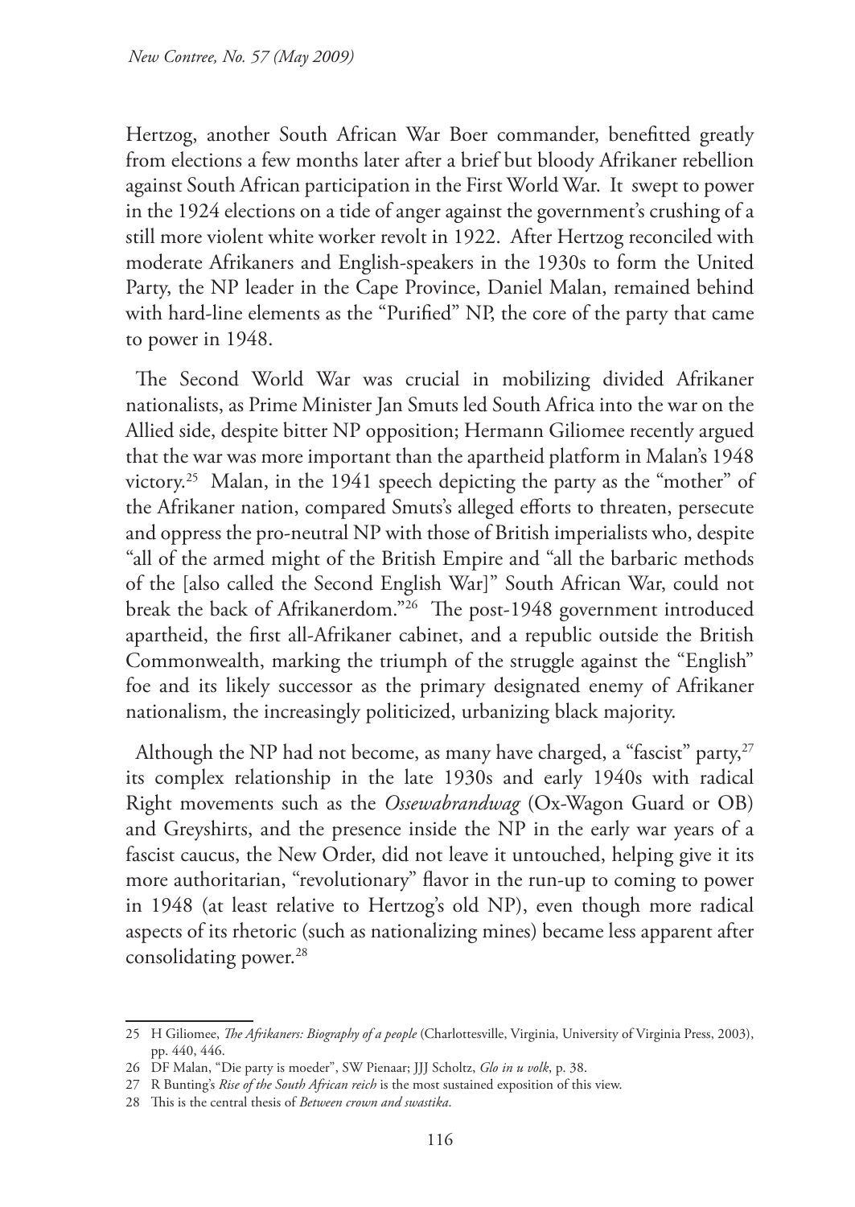Hertzog, another South African War Boer commander, benefitted greatly from elections a few months later after a brief but bloody Afrikaner rebellion against South African participation in the First World War. It swept to power in the 1924 elections on a tide of anger against the government's crushing of a still more violent white worker revolt in 1922. After Hertzog reconciled with moderate Afrikaners and English-speakers in the 1930s to form the United Party, the NP leader in the Cape Province, Daniel Malan, remained behind with hard-line elements as the "Purified" NP, the core of the party that came to power in 1948.

The Second World War was crucial in mobilizing divided Afrikaner nationalists, as Prime Minister Jan Smuts led South Africa into the war on the Allied side, despite bitter NP opposition; Hermann Giliomee recently argued that the war was more important than the apartheid platform in Malan's 1948 victory.[25] Malan, in the 1941 speech depicting the party as the "mother" of the Afrikaner nation, compared Smuts's alleged efforts to threaten, persecute and oppress the pro-neutral NP with those of British imperialists who, despite "all of the armed might of the British Empire and "all the barbaric methods of the [also called the Second English War]" South African War, could not break the back of Afrikanerdom."[26] The post-1948 government introduced apartheid, the first all-Afrikaner cabinet, and a republic outside the British Commonwealth, marking the triumph of the struggle against the "English" foe and its likely successor as the primary designated enemy of Afrikaner nationalism, the increasingly politicized, urbanizing black majority.

Although the NP had not become, as many have charged, a "fascist" party,[27] its complex relationship in the late 1930s and early 1940s with radical Right movements such as the *Ossewabrandwag* (Ox-Wagon Guard or OB) and Greyshirts, and the presence inside the NP in the early war years of a fascist caucus, the New Order, did not leave it untouched, helping give it its more authoritarian, "revolutionary" flavor in the run-up to coming to power in 1948 (at least relative to Hertzog's old NP), even though more radical aspects of its rhetoric (such as nationalizing mines) became less apparent after consolidating power.[28]

---

25 H Giliomee, *The Afrikaners: Biography of a people* (Charlottesville, Virginia, University of Virginia Press, 2003), pp. 440, 446.

26 DF Malan, "Die party is moeder", SW Pienaar; JJJ Scholtz, *Glo in u volk*, p. 38.

27 R Bunting's *Rise of the South African reich* is the most sustained exposition of this view.

28 This is the central thesis of *Between crown and swastika*.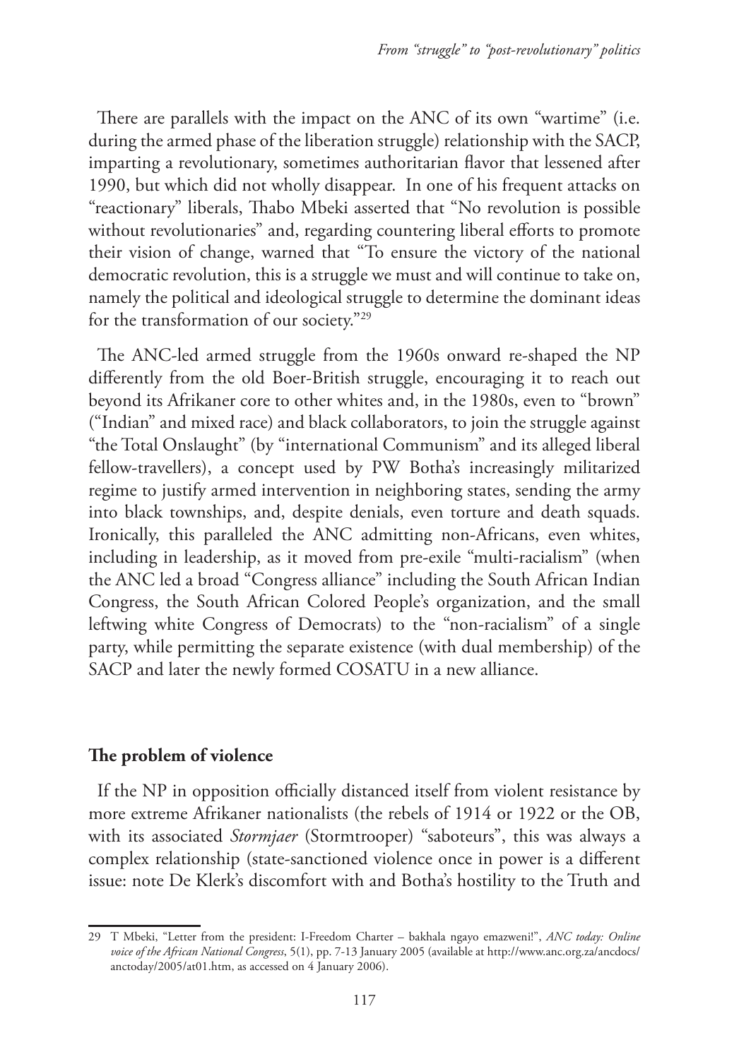There are parallels with the impact on the ANC of its own "wartime" (i.e. during the armed phase of the liberation struggle) relationship with the SACP, imparting a revolutionary, sometimes authoritarian flavor that lessened after 1990, but which did not wholly disappear. In one of his frequent attacks on "reactionary" liberals, Thabo Mbeki asserted that "No revolution is possible without revolutionaries" and, regarding countering liberal efforts to promote their vision of change, warned that "To ensure the victory of the national democratic revolution, this is a struggle we must and will continue to take on, namely the political and ideological struggle to determine the dominant ideas for the transformation of our society."[29]

The ANC-led armed struggle from the 1960s onward re-shaped the NP differently from the old Boer-British struggle, encouraging it to reach out beyond its Afrikaner core to other whites and, in the 1980s, even to "brown" ("Indian" and mixed race) and black collaborators, to join the struggle against "the Total Onslaught" (by "international Communism" and its alleged liberal fellow-travellers), a concept used by PW Botha's increasingly militarized regime to justify armed intervention in neighboring states, sending the army into black townships, and, despite denials, even torture and death squads. Ironically, this paralleled the ANC admitting non-Africans, even whites, including in leadership, as it moved from pre-exile "multi-racialism" (when the ANC led a broad "Congress alliance" including the South African Indian Congress, the South African Colored People's organization, and the small leftwing white Congress of Democrats) to the "non-racialism" of a single party, while permitting the separate existence (with dual membership) of the SACP and later the newly formed COSATU in a new alliance.

## The problem of violence

If the NP in opposition officially distanced itself from violent resistance by more extreme Afrikaner nationalists (the rebels of 1914 or 1922 or the OB, with its associated *Stormjaer* (Stormtrooper) "saboteurs", this was always a complex relationship (state-sanctioned violence once in power is a different issue: note De Klerk's discomfort with and Botha's hostility to the Truth and

---

29 T Mbeki, "Letter from the president: I-Freedom Charter – bakhala ngayo emazweni!", *ANC today: Online voice of the African National Congress*, 5(1), pp. 7-13 January 2005 (available at http://www.anc.org.za/ancdocs/anctoday/2005/at01.htm, as accessed on 4 January 2006).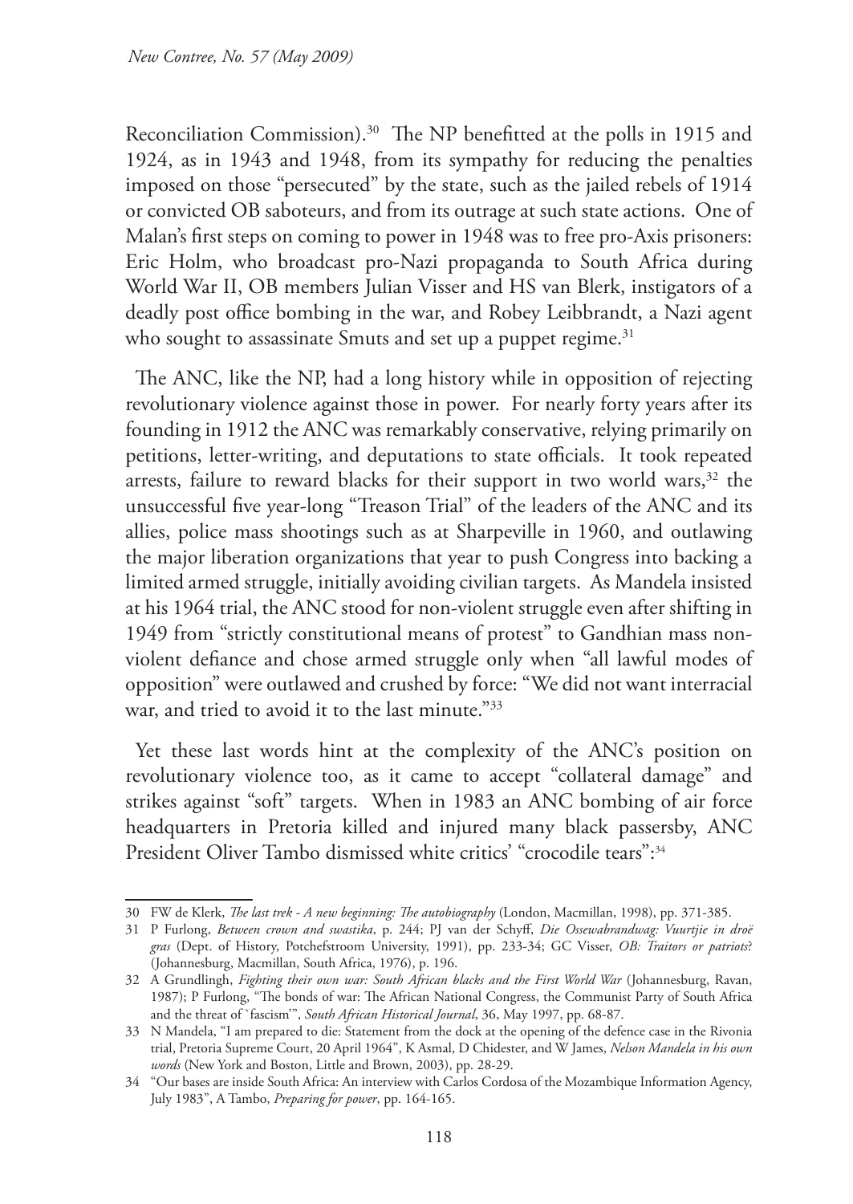Reconciliation Commission).[30] The NP benefitted at the polls in 1915 and 1924, as in 1943 and 1948, from its sympathy for reducing the penalties imposed on those "persecuted" by the state, such as the jailed rebels of 1914 or convicted OB saboteurs, and from its outrage at such state actions. One of Malan's first steps on coming to power in 1948 was to free pro-Axis prisoners: Eric Holm, who broadcast pro-Nazi propaganda to South Africa during World War II, OB members Julian Visser and HS van Blerk, instigators of a deadly post office bombing in the war, and Robey Leibbrandt, a Nazi agent who sought to assassinate Smuts and set up a puppet regime.[31]

The ANC, like the NP, had a long history while in opposition of rejecting revolutionary violence against those in power. For nearly forty years after its founding in 1912 the ANC was remarkably conservative, relying primarily on petitions, letter-writing, and deputations to state officials. It took repeated arrests, failure to reward blacks for their support in two world wars,[32] the unsuccessful five year-long "Treason Trial" of the leaders of the ANC and its allies, police mass shootings such as at Sharpeville in 1960, and outlawing the major liberation organizations that year to push Congress into backing a limited armed struggle, initially avoiding civilian targets. As Mandela insisted at his 1964 trial, the ANC stood for non-violent struggle even after shifting in 1949 from "strictly constitutional means of protest" to Gandhian mass non-violent defiance and chose armed struggle only when "all lawful modes of opposition" were outlawed and crushed by force: "We did not want interracial war, and tried to avoid it to the last minute."[33]

Yet these last words hint at the complexity of the ANC's position on revolutionary violence too, as it came to accept "collateral damage" and strikes against "soft" targets. When in 1983 an ANC bombing of air force headquarters in Pretoria killed and injured many black passersby, ANC President Oliver Tambo dismissed white critics' "crocodile tears":[34]

---

30 FW de Klerk, *The last trek - A new beginning: The autobiography* (London, Macmillan, 1998), pp. 371-385.

31 P Furlong, *Between crown and swastika*, p. 244; PJ van der Schyff, *Die Ossewabrandwag: Vuurtjie in droë gras* (Dept. of History, Potchefstroom University, 1991), pp. 233-34; GC Visser, *OB: Traitors or patriots*? (Johannesburg, Macmillan, South Africa, 1976), p. 196.

32 A Grundlingh, *Fighting their own war: South African blacks and the First World War* (Johannesburg, Ravan, 1987); P Furlong, "The bonds of war: The African National Congress, the Communist Party of South Africa and the threat of `fascism'", *South African Historical Journal*, 36, May 1997, pp. 68-87.

33 N Mandela, "I am prepared to die: Statement from the dock at the opening of the defence case in the Rivonia trial, Pretoria Supreme Court, 20 April 1964", K Asmal, D Chidester, and W James, *Nelson Mandela in his own words* (New York and Boston, Little and Brown, 2003), pp. 28-29.

34 "Our bases are inside South Africa: An interview with Carlos Cordosa of the Mozambique Information Agency, July 1983", A Tambo, *Preparing for power*, pp. 164-165.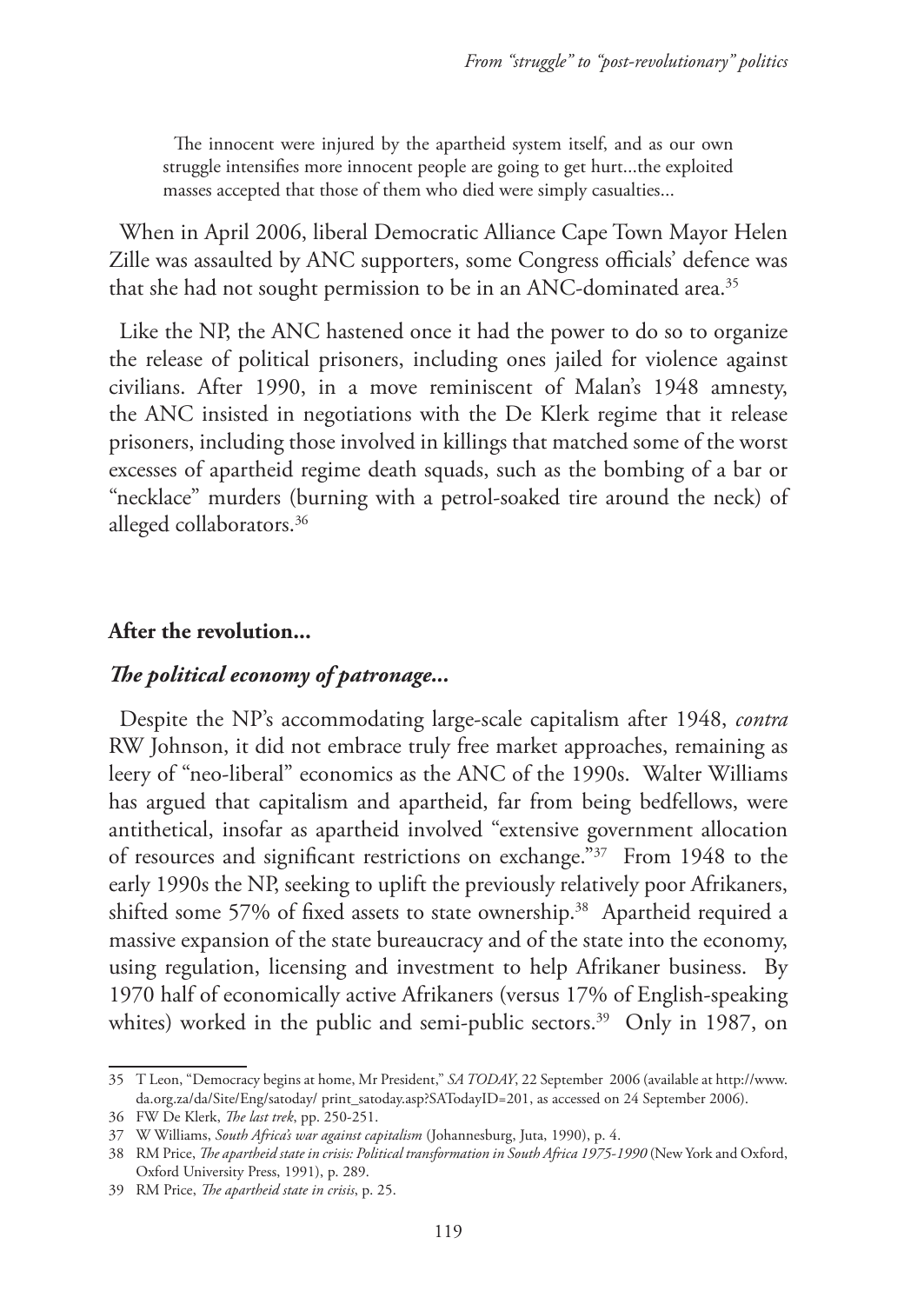> The innocent were injured by the apartheid system itself, and as our own struggle intensifies more innocent people are going to get hurt...the exploited masses accepted that those of them who died were simply casualties...

When in April 2006, liberal Democratic Alliance Cape Town Mayor Helen Zille was assaulted by ANC supporters, some Congress officials' defence was that she had not sought permission to be in an ANC-dominated area.[35]

Like the NP, the ANC hastened once it had the power to do so to organize the release of political prisoners, including ones jailed for violence against civilians. After 1990, in a move reminiscent of Malan's 1948 amnesty, the ANC insisted in negotiations with the De Klerk regime that it release prisoners, including those involved in killings that matched some of the worst excesses of apartheid regime death squads, such as the bombing of a bar or "necklace" murders (burning with a petrol-soaked tire around the neck) of alleged collaborators.[36]

## After the revolution...

### *The political economy of patronage...*

Despite the NP's accommodating large-scale capitalism after 1948, *contra* RW Johnson, it did not embrace truly free market approaches, remaining as leery of "neo-liberal" economics as the ANC of the 1990s. Walter Williams has argued that capitalism and apartheid, far from being bedfellows, were antithetical, insofar as apartheid involved "extensive government allocation of resources and significant restrictions on exchange."[37] From 1948 to the early 1990s the NP, seeking to uplift the previously relatively poor Afrikaners, shifted some 57% of fixed assets to state ownership.[38] Apartheid required a massive expansion of the state bureaucracy and of the state into the economy, using regulation, licensing and investment to help Afrikaner business. By 1970 half of economically active Afrikaners (versus 17% of English-speaking whites) worked in the public and semi-public sectors.[39] Only in 1987, on

---

35 T Leon, "Democracy begins at home, Mr President," *SA TODAY*, 22 September 2006 (available at http://www.da.org.za/da/Site/Eng/satoday/ print_satoday.asp?SATodayID=201, as accessed on 24 September 2006).

36 FW De Klerk, *The last trek*, pp. 250-251.

37 W Williams, *South Africa's war against capitalism* (Johannesburg, Juta, 1990), p. 4.

38 RM Price, *The apartheid state in crisis: Political transformation in South Africa 1975-1990* (New York and Oxford, Oxford University Press, 1991), p. 289.

39 RM Price, *The apartheid state in crisis*, p. 25.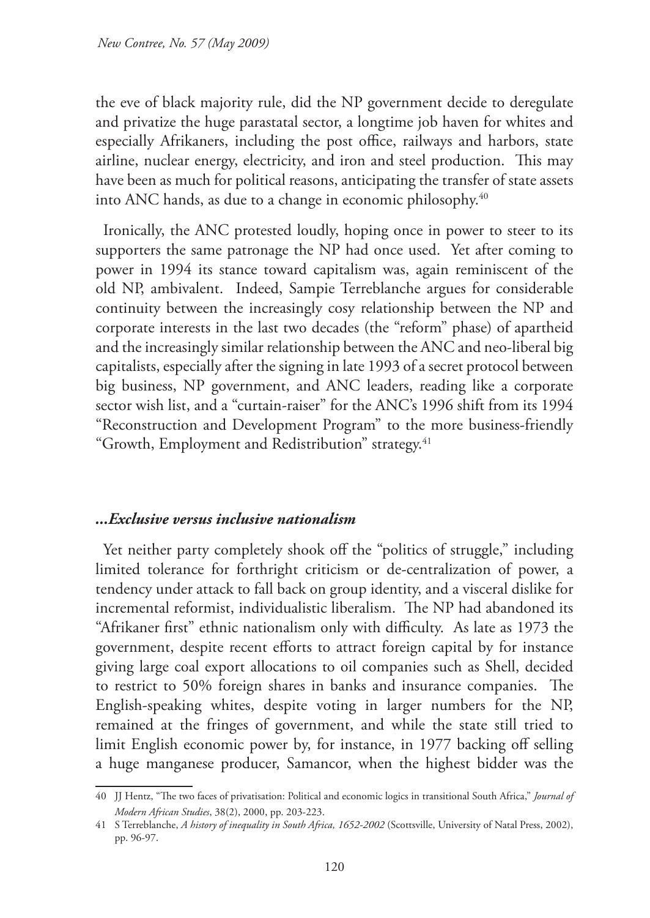the eve of black majority rule, did the NP government decide to deregulate and privatize the huge parastatal sector, a longtime job haven for whites and especially Afrikaners, including the post office, railways and harbors, state airline, nuclear energy, electricity, and iron and steel production. This may have been as much for political reasons, anticipating the transfer of state assets into ANC hands, as due to a change in economic philosophy.[40]

Ironically, the ANC protested loudly, hoping once in power to steer to its supporters the same patronage the NP had once used. Yet after coming to power in 1994 its stance toward capitalism was, again reminiscent of the old NP, ambivalent. Indeed, Sampie Terreblanche argues for considerable continuity between the increasingly cosy relationship between the NP and corporate interests in the last two decades (the "reform" phase) of apartheid and the increasingly similar relationship between the ANC and neo-liberal big capitalists, especially after the signing in late 1993 of a secret protocol between big business, NP government, and ANC leaders, reading like a corporate sector wish list, and a "curtain-raiser" for the ANC's 1996 shift from its 1994 "Reconstruction and Development Program" to the more business-friendly "Growth, Employment and Redistribution" strategy.[41]

### *...Exclusive versus inclusive nationalism*

Yet neither party completely shook off the "politics of struggle," including limited tolerance for forthright criticism or de-centralization of power, a tendency under attack to fall back on group identity, and a visceral dislike for incremental reformist, individualistic liberalism. The NP had abandoned its "Afrikaner first" ethnic nationalism only with difficulty. As late as 1973 the government, despite recent efforts to attract foreign capital by for instance giving large coal export allocations to oil companies such as Shell, decided to restrict to 50% foreign shares in banks and insurance companies. The English-speaking whites, despite voting in larger numbers for the NP, remained at the fringes of government, and while the state still tried to limit English economic power by, for instance, in 1977 backing off selling a huge manganese producer, Samancor, when the highest bidder was the

---

40 JJ Hentz, "The two faces of privatisation: Political and economic logics in transitional South Africa," *Journal of Modern African Studies*, 38(2), 2000, pp. 203-223.

41 S Terreblanche, *A history of inequality in South Africa, 1652-2002* (Scottsville, University of Natal Press, 2002), pp. 96-97.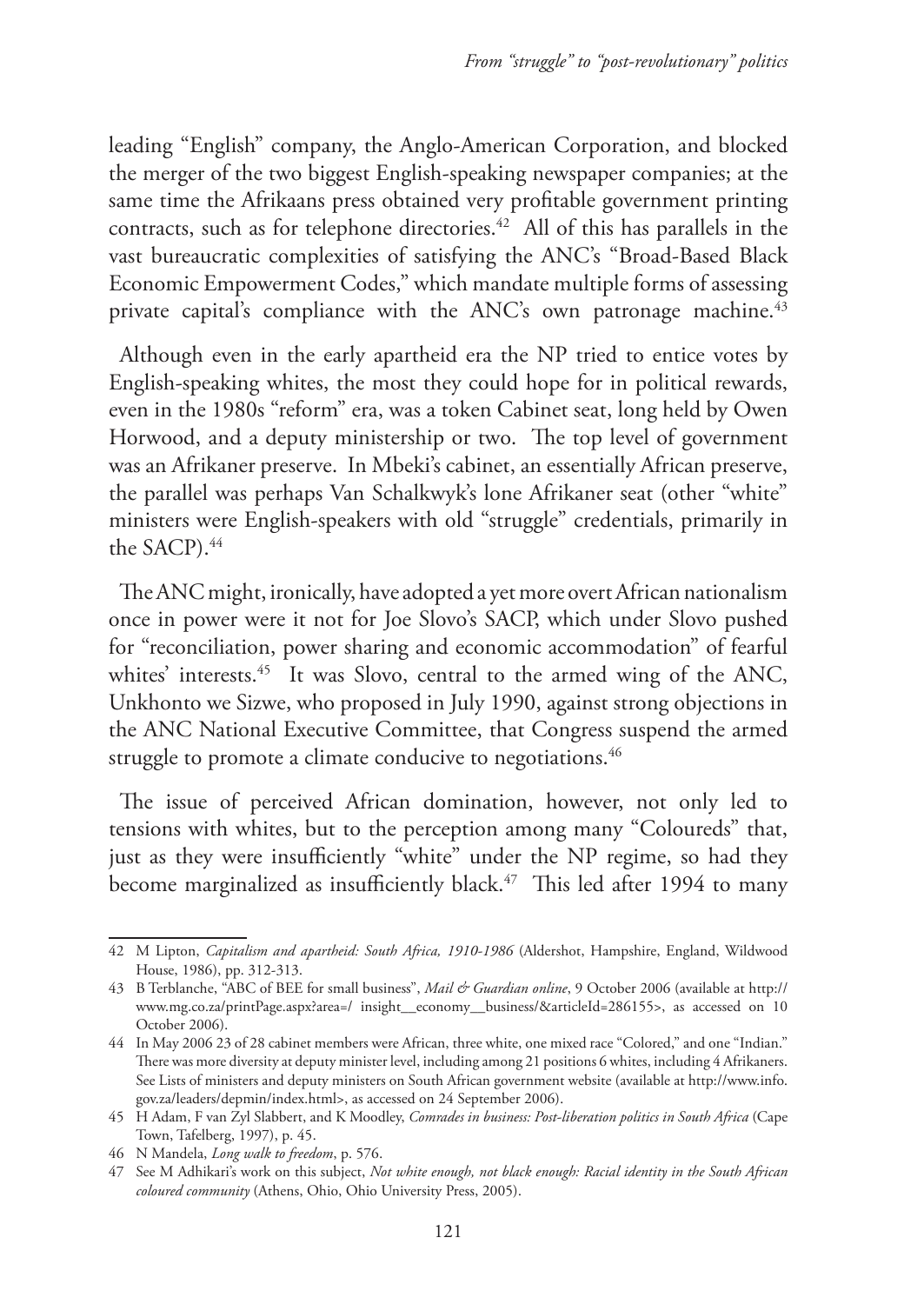leading "English" company, the Anglo-American Corporation, and blocked the merger of the two biggest English-speaking newspaper companies; at the same time the Afrikaans press obtained very profitable government printing contracts, such as for telephone directories.[42] All of this has parallels in the vast bureaucratic complexities of satisfying the ANC's "Broad-Based Black Economic Empowerment Codes," which mandate multiple forms of assessing private capital's compliance with the ANC's own patronage machine.[43]

Although even in the early apartheid era the NP tried to entice votes by English-speaking whites, the most they could hope for in political rewards, even in the 1980s "reform" era, was a token Cabinet seat, long held by Owen Horwood, and a deputy ministership or two. The top level of government was an Afrikaner preserve. In Mbeki's cabinet, an essentially African preserve, the parallel was perhaps Van Schalkwyk's lone Afrikaner seat (other "white" ministers were English-speakers with old "struggle" credentials, primarily in the SACP).[44]

The ANC might, ironically, have adopted a yet more overt African nationalism once in power were it not for Joe Slovo's SACP, which under Slovo pushed for "reconciliation, power sharing and economic accommodation" of fearful whites' interests.[45] It was Slovo, central to the armed wing of the ANC, Unkhonto we Sizwe, who proposed in July 1990, against strong objections in the ANC National Executive Committee, that Congress suspend the armed struggle to promote a climate conducive to negotiations.[46]

The issue of perceived African domination, however, not only led to tensions with whites, but to the perception among many "Coloureds" that, just as they were insufficiently "white" under the NP regime, so had they become marginalized as insufficiently black.[47] This led after 1994 to many

---

42 M Lipton, *Capitalism and apartheid: South Africa, 1910-1986* (Aldershot, Hampshire, England, Wildwood House, 1986), pp. 312-313.

43 B Terblanche, "ABC of BEE for small business", *Mail & Guardian online*, 9 October 2006 (available at http://www.mg.co.za/printPage.aspx?area=/ insight__economy__business/&articleId=286155>, as accessed on 10 October 2006).

44 In May 2006 23 of 28 cabinet members were African, three white, one mixed race "Colored," and one "Indian." There was more diversity at deputy minister level, including among 21 positions 6 whites, including 4 Afrikaners. See Lists of ministers and deputy ministers on South African government website (available at http://www.info.gov.za/leaders/depmin/index.html>, as accessed on 24 September 2006).

45 H Adam, F van Zyl Slabbert, and K Moodley, *Comrades in business: Post-liberation politics in South Africa* (Cape Town, Tafelberg, 1997), p. 45.

46 N Mandela, *Long walk to freedom*, p. 576.

47 See M Adhikari's work on this subject, *Not white enough, not black enough: Racial identity in the South African coloured community* (Athens, Ohio, Ohio University Press, 2005).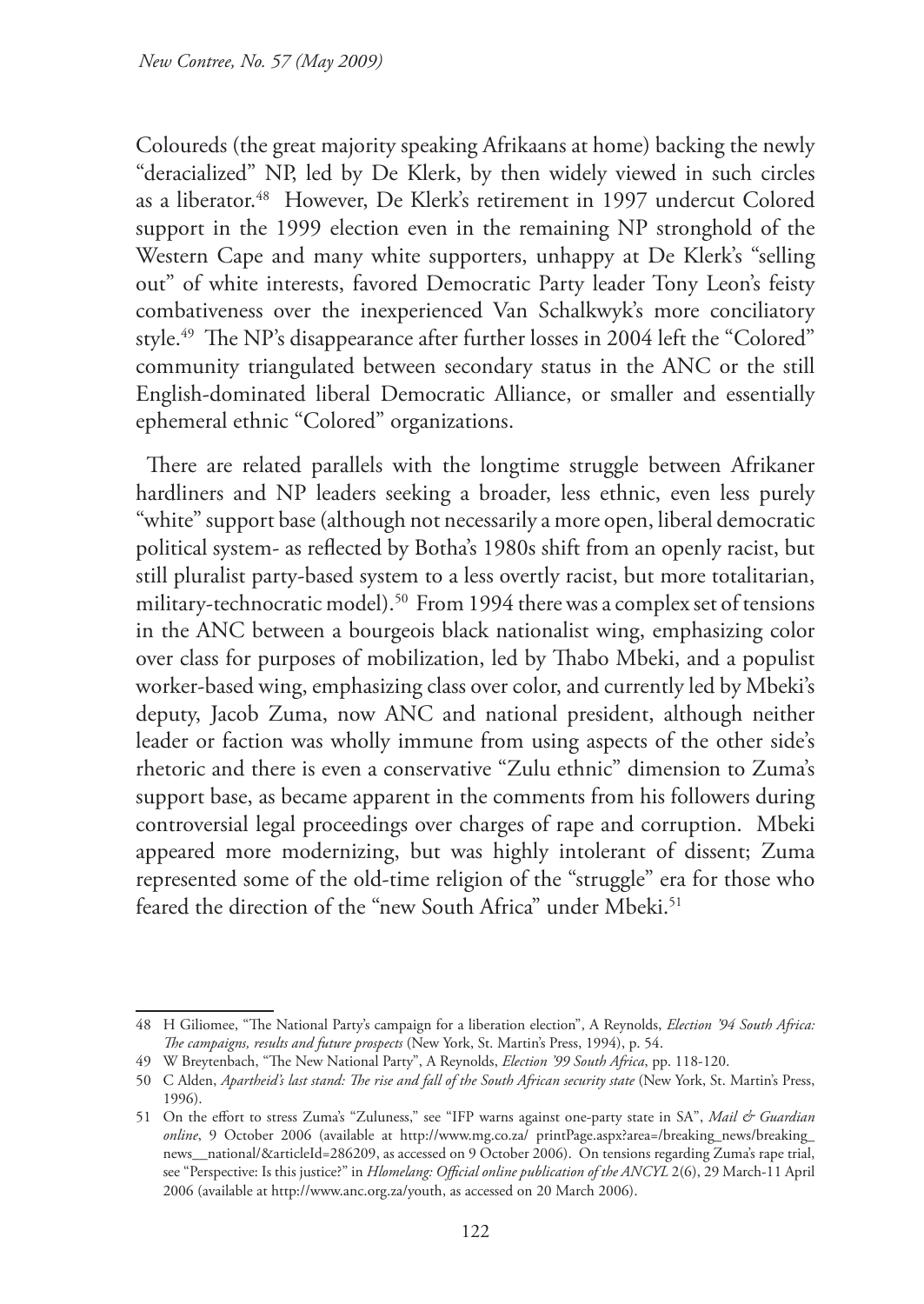Coloureds (the great majority speaking Afrikaans at home) backing the newly "deracialized" NP, led by De Klerk, by then widely viewed in such circles as a liberator.[48] However, De Klerk's retirement in 1997 undercut Colored support in the 1999 election even in the remaining NP stronghold of the Western Cape and many white supporters, unhappy at De Klerk's "selling out" of white interests, favored Democratic Party leader Tony Leon's feisty combativeness over the inexperienced Van Schalkwyk's more conciliatory style.[49] The NP's disappearance after further losses in 2004 left the "Colored" community triangulated between secondary status in the ANC or the still English-dominated liberal Democratic Alliance, or smaller and essentially ephemeral ethnic "Colored" organizations.

There are related parallels with the longtime struggle between Afrikaner hardliners and NP leaders seeking a broader, less ethnic, even less purely "white" support base (although not necessarily a more open, liberal democratic political system- as reflected by Botha's 1980s shift from an openly racist, but still pluralist party-based system to a less overtly racist, but more totalitarian, military-technocratic model).[50] From 1994 there was a complex set of tensions in the ANC between a bourgeois black nationalist wing, emphasizing color over class for purposes of mobilization, led by Thabo Mbeki, and a populist worker-based wing, emphasizing class over color, and currently led by Mbeki's deputy, Jacob Zuma, now ANC and national president, although neither leader or faction was wholly immune from using aspects of the other side's rhetoric and there is even a conservative "Zulu ethnic" dimension to Zuma's support base, as became apparent in the comments from his followers during controversial legal proceedings over charges of rape and corruption. Mbeki appeared more modernizing, but was highly intolerant of dissent; Zuma represented some of the old-time religion of the "struggle" era for those who feared the direction of the "new South Africa" under Mbeki.[51]

---

48 H Giliomee, "The National Party's campaign for a liberation election", A Reynolds, *Election '94 South Africa: The campaigns, results and future prospects* (New York, St. Martin's Press, 1994), p. 54.

49 W Breytenbach, "The New National Party", A Reynolds, *Election '99 South Africa*, pp. 118-120.

50 C Alden, *Apartheid's last stand: The rise and fall of the South African security state* (New York, St. Martin's Press, 1996).

51 On the effort to stress Zuma's "Zuluness," see "IFP warns against one-party state in SA", *Mail & Guardian online*, 9 October 2006 (available at http://www.mg.co.za/ printPage.aspx?area=/breaking_news/breaking_news__national/&articleId=286209, as accessed on 9 October 2006). On tensions regarding Zuma's rape trial, see "Perspective: Is this justice?" in *Hlomelang: Official online publication of the ANCYL* 2(6), 29 March-11 April 2006 (available at http://www.anc.org.za/youth, as accessed on 20 March 2006).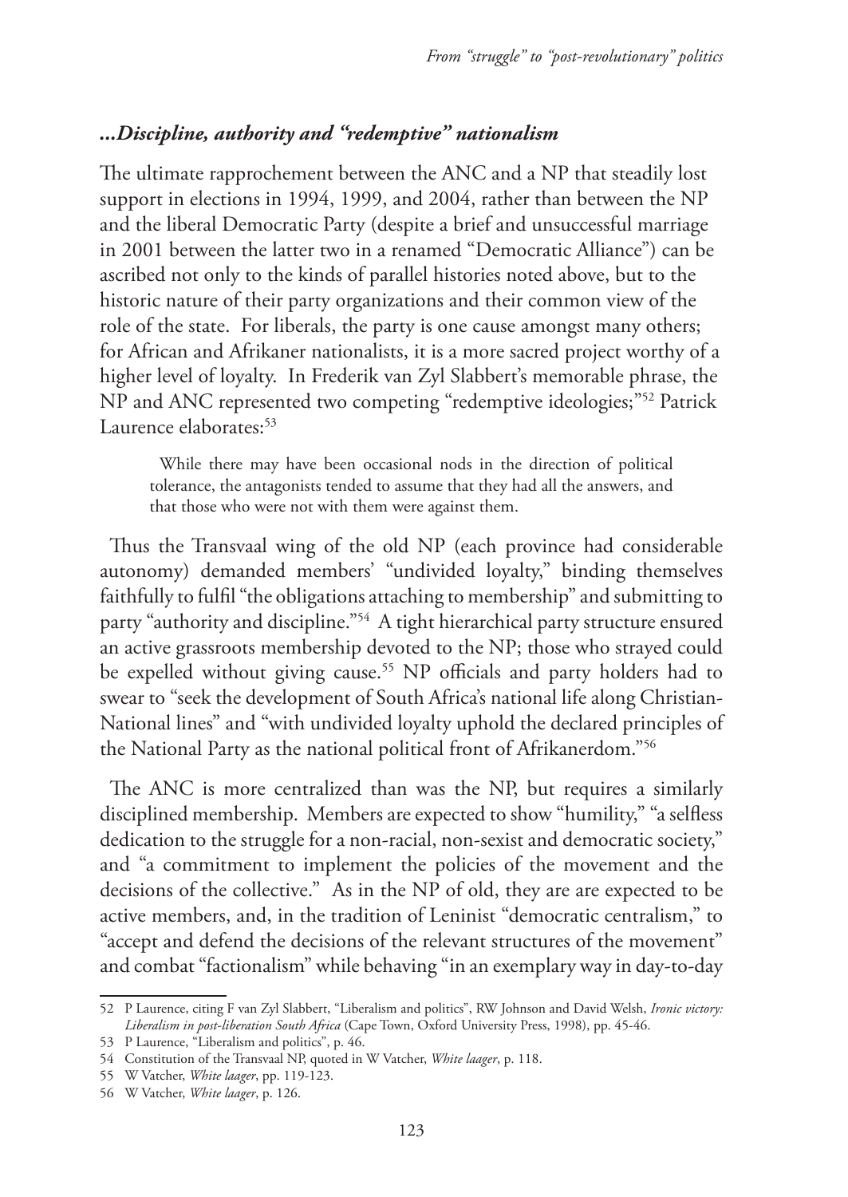### *...Discipline, authority and "redemptive" nationalism*

The ultimate rapprochement between the ANC and a NP that steadily lost support in elections in 1994, 1999, and 2004, rather than between the NP and the liberal Democratic Party (despite a brief and unsuccessful marriage in 2001 between the latter two in a renamed "Democratic Alliance") can be ascribed not only to the kinds of parallel histories noted above, but to the historic nature of their party organizations and their common view of the role of the state. For liberals, the party is one cause amongst many others; for African and Afrikaner nationalists, it is a more sacred project worthy of a higher level of loyalty. In Frederik van Zyl Slabbert's memorable phrase, the NP and ANC represented two competing "redemptive ideologies;"[52] Patrick Laurence elaborates:[53]

> While there may have been occasional nods in the direction of political tolerance, the antagonists tended to assume that they had all the answers, and that those who were not with them were against them.

Thus the Transvaal wing of the old NP (each province had considerable autonomy) demanded members' "undivided loyalty," binding themselves faithfully to fulfil "the obligations attaching to membership" and submitting to party "authority and discipline."[54] A tight hierarchical party structure ensured an active grassroots membership devoted to the NP; those who strayed could be expelled without giving cause.[55] NP officials and party holders had to swear to "seek the development of South Africa's national life along Christian-National lines" and "with undivided loyalty uphold the declared principles of the National Party as the national political front of Afrikanerdom."[56]

The ANC is more centralized than was the NP, but requires a similarly disciplined membership. Members are expected to show "humility," "a selfless dedication to the struggle for a non-racial, non-sexist and democratic society," and "a commitment to implement the policies of the movement and the decisions of the collective." As in the NP of old, they are are expected to be active members, and, in the tradition of Leninist "democratic centralism," to "accept and defend the decisions of the relevant structures of the movement" and combat "factionalism" while behaving "in an exemplary way in day-to-day

---

52 P Laurence, citing F van Zyl Slabbert, "Liberalism and politics", RW Johnson and David Welsh, *Ironic victory: Liberalism in post-liberation South Africa* (Cape Town, Oxford University Press, 1998), pp. 45-46.

53 P Laurence, "Liberalism and politics", p. 46.

54 Constitution of the Transvaal NP, quoted in W Vatcher, *White laager*, p. 118.

55 W Vatcher, *White laager*, pp. 119-123.

56 W Vatcher, *White laager*, p. 126.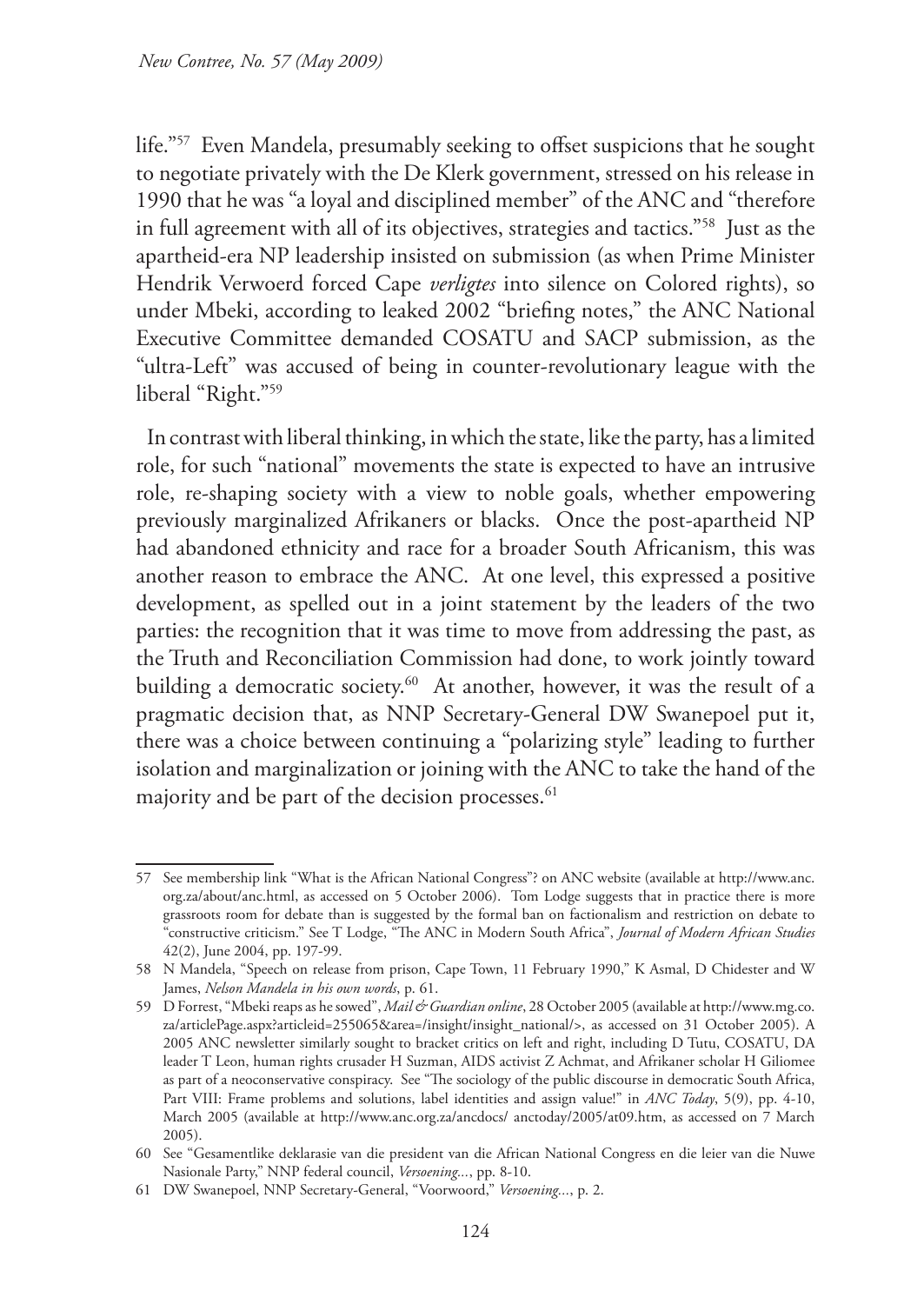life."[57] Even Mandela, presumably seeking to offset suspicions that he sought to negotiate privately with the De Klerk government, stressed on his release in 1990 that he was "a loyal and disciplined member" of the ANC and "therefore in full agreement with all of its objectives, strategies and tactics."[58] Just as the apartheid-era NP leadership insisted on submission (as when Prime Minister Hendrik Verwoerd forced Cape *verligtes* into silence on Colored rights), so under Mbeki, according to leaked 2002 "briefing notes," the ANC National Executive Committee demanded COSATU and SACP submission, as the "ultra-Left" was accused of being in counter-revolutionary league with the liberal "Right."[59]

In contrast with liberal thinking, in which the state, like the party, has a limited role, for such "national" movements the state is expected to have an intrusive role, re-shaping society with a view to noble goals, whether empowering previously marginalized Afrikaners or blacks. Once the post-apartheid NP had abandoned ethnicity and race for a broader South Africanism, this was another reason to embrace the ANC. At one level, this expressed a positive development, as spelled out in a joint statement by the leaders of the two parties: the recognition that it was time to move from addressing the past, as the Truth and Reconciliation Commission had done, to work jointly toward building a democratic society.[60] At another, however, it was the result of a pragmatic decision that, as NNP Secretary-General DW Swanepoel put it, there was a choice between continuing a "polarizing style" leading to further isolation and marginalization or joining with the ANC to take the hand of the majority and be part of the decision processes.[61]

---

57 See membership link "What is the African National Congress"? on ANC website (available at http://www.anc.org.za/about/anc.html, as accessed on 5 October 2006). Tom Lodge suggests that in practice there is more grassroots room for debate than is suggested by the formal ban on factionalism and restriction on debate to "constructive criticism." See T Lodge, "The ANC in Modern South Africa", *Journal of Modern African Studies* 42(2), June 2004, pp. 197-99.

58 N Mandela, "Speech on release from prison, Cape Town, 11 February 1990," K Asmal, D Chidester and W James, *Nelson Mandela in his own words*, p. 61.

59 D Forrest, "Mbeki reaps as he sowed", *Mail & Guardian online*, 28 October 2005 (available at http://www.mg.co.za/articlePage.aspx?articleid=255065&area=/insight/insight_national/>, as accessed on 31 October 2005). A 2005 ANC newsletter similarly sought to bracket critics on left and right, including D Tutu, COSATU, DA leader T Leon, human rights crusader H Suzman, AIDS activist Z Achmat, and Afrikaner scholar H Giliomee as part of a neoconservative conspiracy. See "The sociology of the public discourse in democratic South Africa, Part VIII: Frame problems and solutions, label identities and assign value!" in *ANC Today*, 5(9), pp. 4-10, March 2005 (available at http://www.anc.org.za/ancdocs/ anctoday/2005/at09.htm, as accessed on 7 March 2005).

60 See "Gesamentlike deklarasie van die president van die African National Congress en die leier van die Nuwe Nasionale Party," NNP federal council, *Versoening...*, pp. 8-10.

61 DW Swanepoel, NNP Secretary-General, "Voorwoord," *Versoening...*, p. 2.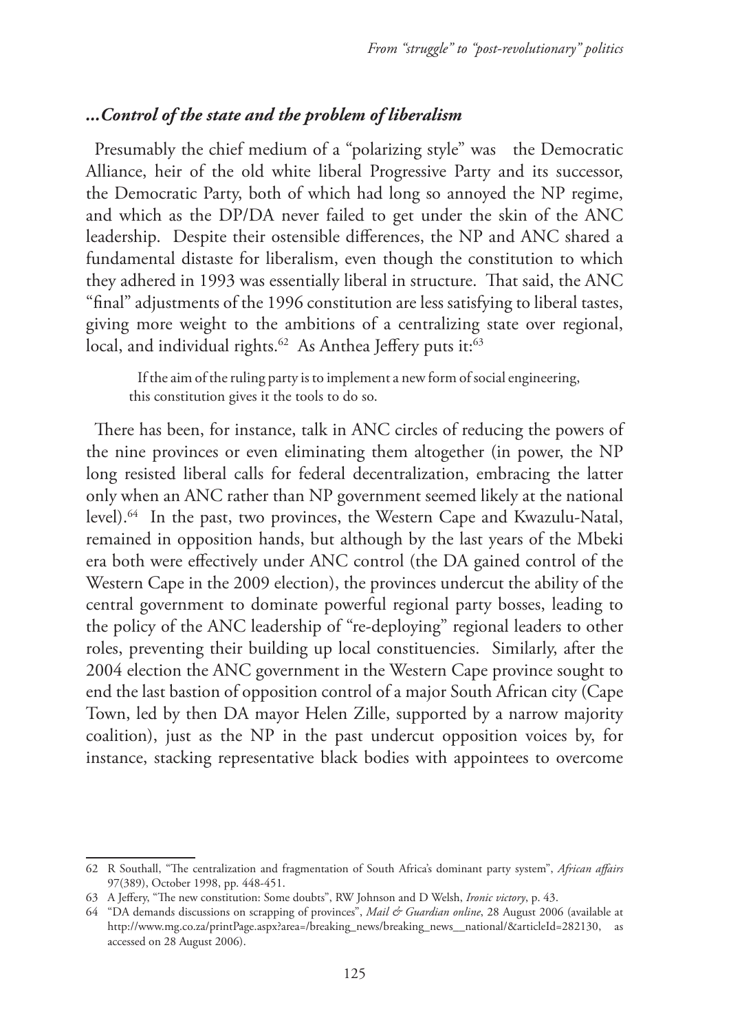### *...Control of the state and the problem of liberalism*

Presumably the chief medium of a "polarizing style" was the Democratic Alliance, heir of the old white liberal Progressive Party and its successor, the Democratic Party, both of which had long so annoyed the NP regime, and which as the DP/DA never failed to get under the skin of the ANC leadership. Despite their ostensible differences, the NP and ANC shared a fundamental distaste for liberalism, even though the constitution to which they adhered in 1993 was essentially liberal in structure. That said, the ANC "final" adjustments of the 1996 constitution are less satisfying to liberal tastes, giving more weight to the ambitions of a centralizing state over regional, local, and individual rights.[62] As Anthea Jeffery puts it:[63]

> If the aim of the ruling party is to implement a new form of social engineering, this constitution gives it the tools to do so.

There has been, for instance, talk in ANC circles of reducing the powers of the nine provinces or even eliminating them altogether (in power, the NP long resisted liberal calls for federal decentralization, embracing the latter only when an ANC rather than NP government seemed likely at the national level).[64] In the past, two provinces, the Western Cape and Kwazulu-Natal, remained in opposition hands, but although by the last years of the Mbeki era both were effectively under ANC control (the DA gained control of the Western Cape in the 2009 election), the provinces undercut the ability of the central government to dominate powerful regional party bosses, leading to the policy of the ANC leadership of "re-deploying" regional leaders to other roles, preventing their building up local constituencies. Similarly, after the 2004 election the ANC government in the Western Cape province sought to end the last bastion of opposition control of a major South African city (Cape Town, led by then DA mayor Helen Zille, supported by a narrow majority coalition), just as the NP in the past undercut opposition voices by, for instance, stacking representative black bodies with appointees to overcome

---

62 R Southall, "The centralization and fragmentation of South Africa's dominant party system", *African affairs* 97(389), October 1998, pp. 448-451.

63 A Jeffery, "The new constitution: Some doubts", RW Johnson and D Welsh, *Ironic victory*, p. 43.

64 "DA demands discussions on scrapping of provinces", *Mail & Guardian online*, 28 August 2006 (available at http://www.mg.co.za/printPage.aspx?area=/breaking_news/breaking_news__national/&articleId=282130, as accessed on 28 August 2006).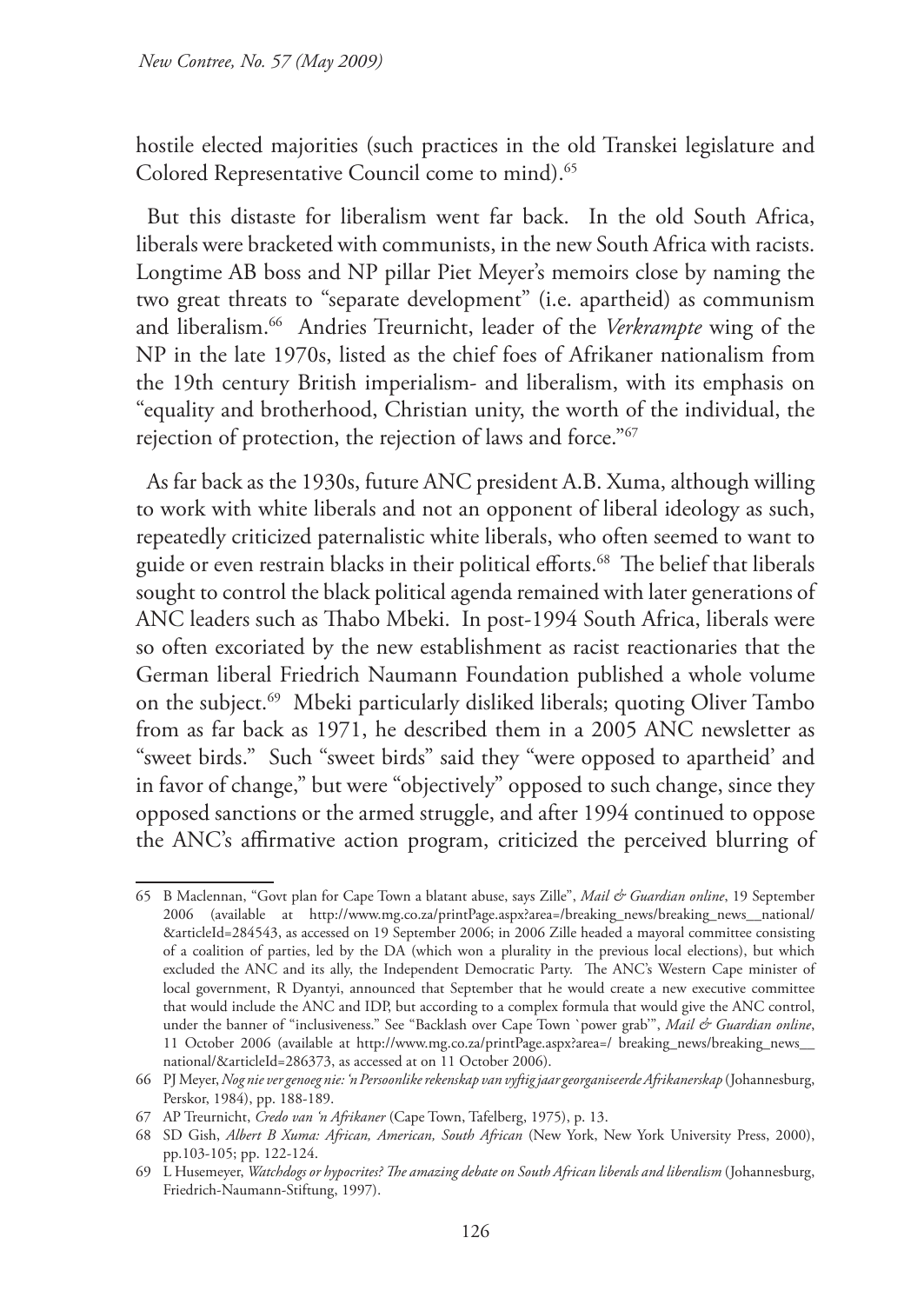hostile elected majorities (such practices in the old Transkei legislature and Colored Representative Council come to mind).[65]

But this distaste for liberalism went far back. In the old South Africa, liberals were bracketed with communists, in the new South Africa with racists. Longtime AB boss and NP pillar Piet Meyer's memoirs close by naming the two great threats to "separate development" (i.e. apartheid) as communism and liberalism.[66] Andries Treurnicht, leader of the *Verkrampte* wing of the NP in the late 1970s, listed as the chief foes of Afrikaner nationalism from the 19th century British imperialism- and liberalism, with its emphasis on "equality and brotherhood, Christian unity, the worth of the individual, the rejection of protection, the rejection of laws and force."[67]

As far back as the 1930s, future ANC president A.B. Xuma, although willing to work with white liberals and not an opponent of liberal ideology as such, repeatedly criticized paternalistic white liberals, who often seemed to want to guide or even restrain blacks in their political efforts.[68] The belief that liberals sought to control the black political agenda remained with later generations of ANC leaders such as Thabo Mbeki. In post-1994 South Africa, liberals were so often excoriated by the new establishment as racist reactionaries that the German liberal Friedrich Naumann Foundation published a whole volume on the subject.[69] Mbeki particularly disliked liberals; quoting Oliver Tambo from as far back as 1971, he described them in a 2005 ANC newsletter as "sweet birds." Such "sweet birds" said they "were opposed to apartheid' and in favor of change," but were "objectively" opposed to such change, since they opposed sanctions or the armed struggle, and after 1994 continued to oppose the ANC's affirmative action program, criticized the perceived blurring of

---

65 B Maclennan, "Govt plan for Cape Town a blatant abuse, says Zille", *Mail & Guardian online*, 19 September 2006 (available at http://www.mg.co.za/printPage.aspx?area=/breaking_news/breaking_news__national/&articleId=284543, as accessed on 19 September 2006; in 2006 Zille headed a mayoral committee consisting of a coalition of parties, led by the DA (which won a plurality in the previous local elections), but which excluded the ANC and its ally, the Independent Democratic Party. The ANC's Western Cape minister of local government, R Dyantyi, announced that September that he would create a new executive committee that would include the ANC and IDP, but according to a complex formula that would give the ANC control, under the banner of "inclusiveness." See "Backlash over Cape Town `power grab'", *Mail & Guardian online*, 11 October 2006 (available at http://www.mg.co.za/printPage.aspx?area=/ breaking_news/breaking_news__ national/&articleId=286373, as accessed at on 11 October 2006).

66 PJ Meyer, *Nog nie ver genoeg nie: 'n Persoonlike rekenskap van vyftig jaar georganiseerde Afrikanerskap* (Johannesburg, Perskor, 1984), pp. 188-189.

67 AP Treurnicht, *Credo van 'n Afrikaner* (Cape Town, Tafelberg, 1975), p. 13.

68 SD Gish, *Albert B Xuma: African, American, South African* (New York, New York University Press, 2000), pp.103-105; pp. 122-124.

69 L Husemeyer, *Watchdogs or hypocrites? The amazing debate on South African liberals and liberalism* (Johannesburg, Friedrich-Naumann-Stiftung, 1997).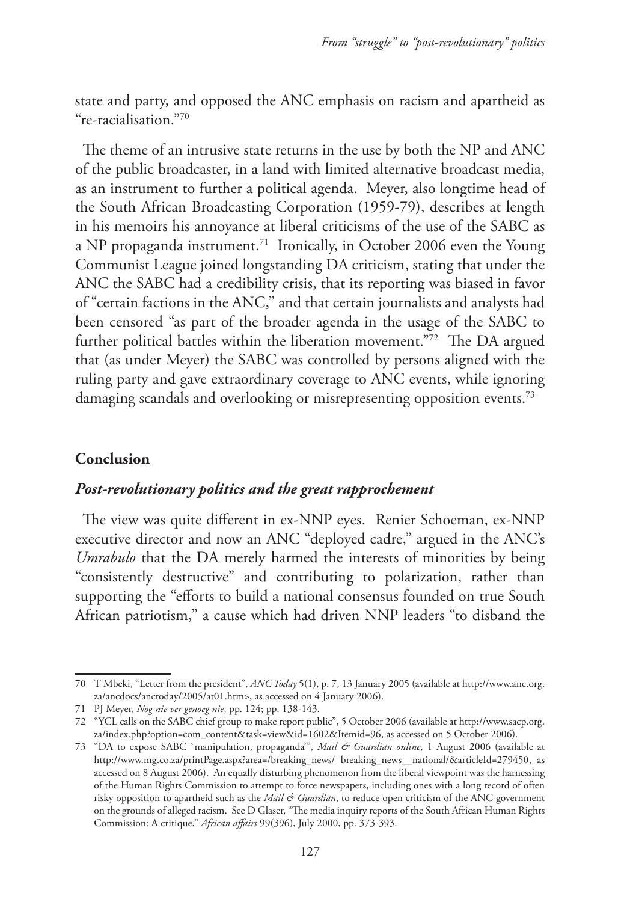state and party, and opposed the ANC emphasis on racism and apartheid as "re-racialisation."[70]

The theme of an intrusive state returns in the use by both the NP and ANC of the public broadcaster, in a land with limited alternative broadcast media, as an instrument to further a political agenda. Meyer, also longtime head of the South African Broadcasting Corporation (1959-79), describes at length in his memoirs his annoyance at liberal criticisms of the use of the SABC as a NP propaganda instrument.[71] Ironically, in October 2006 even the Young Communist League joined longstanding DA criticism, stating that under the ANC the SABC had a credibility crisis, that its reporting was biased in favor of "certain factions in the ANC," and that certain journalists and analysts had been censored "as part of the broader agenda in the usage of the SABC to further political battles within the liberation movement."[72] The DA argued that (as under Meyer) the SABC was controlled by persons aligned with the ruling party and gave extraordinary coverage to ANC events, while ignoring damaging scandals and overlooking or misrepresenting opposition events.[73]

## Conclusion

### *Post-revolutionary politics and the great rapprochement*

The view was quite different in ex-NNP eyes. Renier Schoeman, ex-NNP executive director and now an ANC "deployed cadre," argued in the ANC's *Umrabulo* that the DA merely harmed the interests of minorities by being "consistently destructive" and contributing to polarization, rather than supporting the "efforts to build a national consensus founded on true South African patriotism," a cause which had driven NNP leaders "to disband the

---

70 T Mbeki, "Letter from the president", *ANC Today* 5(1), p. 7, 13 January 2005 (available at http://www.anc.org.za/ancdocs/anctoday/2005/at01.htm>, as accessed on 4 January 2006).

71 PJ Meyer, *Nog nie ver genoeg nie*, pp. 124; pp. 138-143.

72 "YCL calls on the SABC chief group to make report public", 5 October 2006 (available at http://www.sacp.org.za/index.php?option=com_content&task=view&id=1602&Itemid=96, as accessed on 5 October 2006).

73 "DA to expose SABC `manipulation, propaganda'", *Mail & Guardian online*, 1 August 2006 (available at http://www.mg.co.za/printPage.aspx?area=/breaking_news/ breaking_news__national/&articleId=279450, as accessed on 8 August 2006). An equally disturbing phenomenon from the liberal viewpoint was the harnessing of the Human Rights Commission to attempt to force newspapers, including ones with a long record of often risky opposition to apartheid such as the *Mail & Guardian*, to reduce open criticism of the ANC government on the grounds of alleged racism. See D Glaser, "The media inquiry reports of the South African Human Rights Commission: A critique," *African affairs* 99(396), July 2000, pp. 373-393.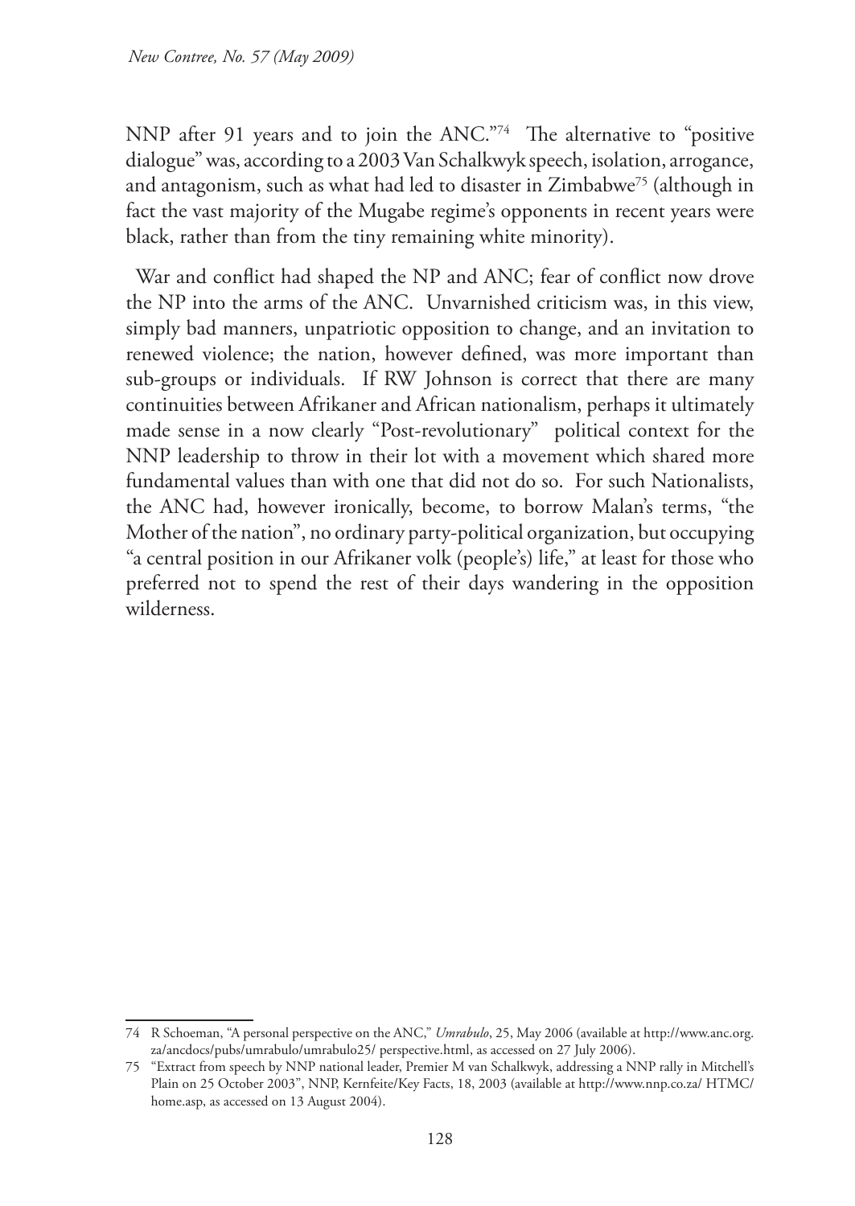NNP after 91 years and to join the ANC."[74] The alternative to "positive dialogue" was, according to a 2003 Van Schalkwyk speech, isolation, arrogance, and antagonism, such as what had led to disaster in Zimbabwe[75] (although in fact the vast majority of the Mugabe regime's opponents in recent years were black, rather than from the tiny remaining white minority).

War and conflict had shaped the NP and ANC; fear of conflict now drove the NP into the arms of the ANC. Unvarnished criticism was, in this view, simply bad manners, unpatriotic opposition to change, and an invitation to renewed violence; the nation, however defined, was more important than sub-groups or individuals. If RW Johnson is correct that there are many continuities between Afrikaner and African nationalism, perhaps it ultimately made sense in a now clearly "Post-revolutionary" political context for the NNP leadership to throw in their lot with a movement which shared more fundamental values than with one that did not do so. For such Nationalists, the ANC had, however ironically, become, to borrow Malan's terms, "the Mother of the nation", no ordinary party-political organization, but occupying "a central position in our Afrikaner volk (people's) life," at least for those who preferred not to spend the rest of their days wandering in the opposition wilderness.

---

74 R Schoeman, "A personal perspective on the ANC," *Umrabulo*, 25, May 2006 (available at http://www.anc.org.za/ancdocs/pubs/umrabulo/umrabulo25/ perspective.html, as accessed on 27 July 2006).

75 "Extract from speech by NNP national leader, Premier M van Schalkwyk, addressing a NNP rally in Mitchell's Plain on 25 October 2003", NNP, Kernfeite/Key Facts, 18, 2003 (available at http://www.nnp.co.za/ HTMC/ home.asp, as accessed on 13 August 2004).